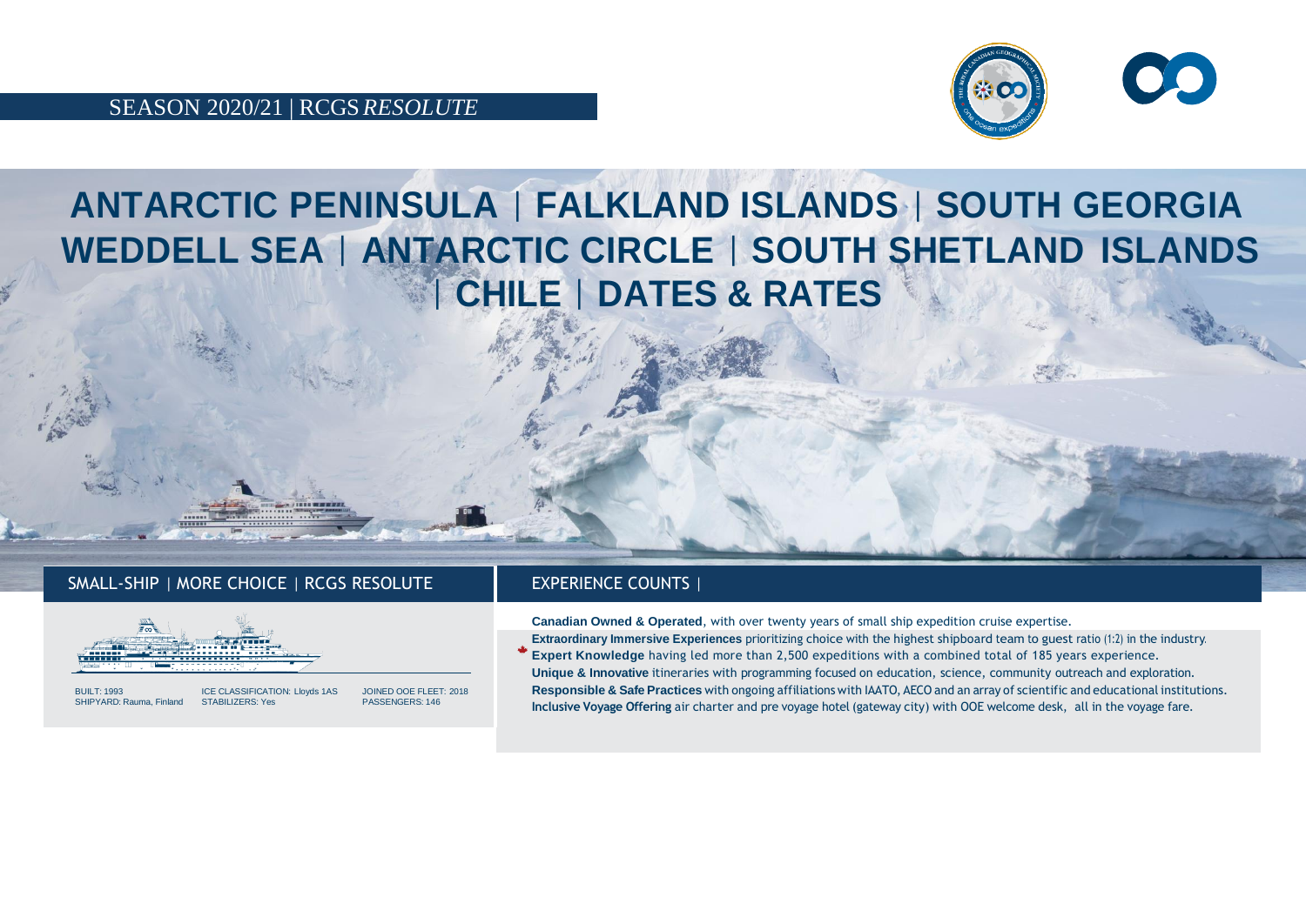SEASON 2020/21 | RCGS *RESOLUTE*

# ANTARCTIC PENINSULA | FALKLAND ISLANDS | SOUTH GEORGIA WEDDELL SEA | ANTARCTIC CIRCLE | SOUTH SHETLAND ISLANDS | CHILE | DATES & RATES

## SMALL-SHIP | MORE CHOICE | RCGS RESOLUTE

BUILT: 1993
SHIPYARD: Rauma, Finland

ICE CLASSIFICATION: Lloyds 1AS
STABILIZERS: Yes

JOINED OOE FLEET: 2018
PASSENGERS: 146

## EXPERIENCE COUNTS |

**Canadian Owned & Operated**, with over twenty years of small ship expedition cruise expertise.

**Extraordinary Immersive Experiences** prioritizing choice with the highest shipboard team to guest ratio (1:2) in the industry.

**Expert Knowledge** having led more than 2,500 expeditions with a combined total of 185 years experience.

**Unique & Innovative** itineraries with programming focused on education, science, community outreach and exploration.

**Responsible & Safe Practices** with ongoing affiliations with IAATO, AECO and an array of scientific and educational institutions.

**Inclusive Voyage Offering** air charter and pre voyage hotel (gateway city) with OOE welcome desk, all in the voyage fare.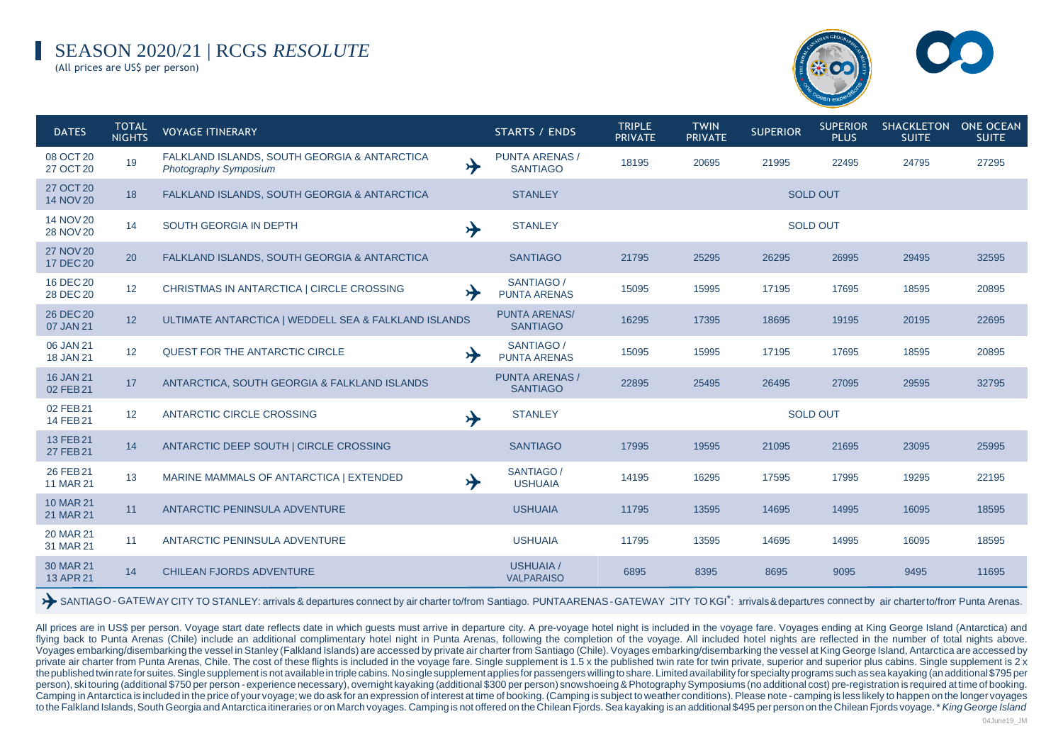# SEASON 2020/21 | RCGS *RESOLUTE*

(All prices are US$ per person)

| DATES | TOTAL NIGHTS | VOYAGE ITINERARY | | STARTS / ENDS | TRIPLE PRIVATE | TWIN PRIVATE | SUPERIOR | SUPERIOR PLUS | SHACKLETON SUITE | ONE OCEAN SUITE |
|---|---|---|---|---|---|---|---|---|---|---|
| 08 OCT 20 27 OCT 20 | 19 | FALKLAND ISLANDS, SOUTH GEORGIA & ANTARCTICA *Photography Symposium* | ✈ | PUNTA ARENAS / SANTIAGO | 18195 | 20695 | 21995 | 22495 | 24795 | 27295 |
| 27 OCT 20 14 NOV 20 | 18 | FALKLAND ISLANDS, SOUTH GEORGIA & ANTARCTICA | | STANLEY | | | SOLD OUT | | | |
| 14 NOV 20 28 NOV 20 | 14 | SOUTH GEORGIA IN DEPTH | ✈ | STANLEY | | | SOLD OUT | | | |
| 27 NOV 20 17 DEC 20 | 20 | FALKLAND ISLANDS, SOUTH GEORGIA & ANTARCTICA | | SANTIAGO | 21795 | 25295 | 26295 | 26995 | 29495 | 32595 |
| 16 DEC 20 28 DEC 20 | 12 | CHRISTMAS IN ANTARCTICA \| CIRCLE CROSSING | ✈ | SANTIAGO / PUNTA ARENAS | 15095 | 15995 | 17195 | 17695 | 18595 | 20895 |
| 26 DEC 20 07 JAN 21 | 12 | ULTIMATE ANTARCTICA \| WEDDELL SEA & FALKLAND ISLANDS | | PUNTA ARENAS/ SANTIAGO | 16295 | 17395 | 18695 | 19195 | 20195 | 22695 |
| 06 JAN 21 18 JAN 21 | 12 | QUEST FOR THE ANTARCTIC CIRCLE | ✈ | SANTIAGO / PUNTA ARENAS | 15095 | 15995 | 17195 | 17695 | 18595 | 20895 |
| 16 JAN 21 02 FEB 21 | 17 | ANTARCTICA, SOUTH GEORGIA & FALKLAND ISLANDS | | PUNTA ARENAS / SANTIAGO | 22895 | 25495 | 26495 | 27095 | 29595 | 32795 |
| 02 FEB 21 14 FEB 21 | 12 | ANTARCTIC CIRCLE CROSSING | ✈ | STANLEY | | | SOLD OUT | | | |
| 13 FEB 21 27 FEB 21 | 14 | ANTARCTIC DEEP SOUTH \| CIRCLE CROSSING | | SANTIAGO | 17995 | 19595 | 21095 | 21695 | 23095 | 25995 |
| 26 FEB 21 11 MAR 21 | 13 | MARINE MAMMALS OF ANTARCTICA \| EXTENDED | ✈ | SANTIAGO / USHUAIA | 14195 | 16295 | 17595 | 17995 | 19295 | 22195 |
| 10 MAR 21 21 MAR 21 | 11 | ANTARCTIC PENINSULA ADVENTURE | | USHUAIA | 11795 | 13595 | 14695 | 14995 | 16095 | 18595 |
| 20 MAR 21 31 MAR 21 | 11 | ANTARCTIC PENINSULA ADVENTURE | | USHUAIA | 11795 | 13595 | 14695 | 14995 | 16095 | 18595 |
| 30 MAR 21 13 APR 21 | 14 | CHILEAN FJORDS ADVENTURE | | USHUAIA / VALPARAISO | 6895 | 8395 | 8695 | 9095 | 9495 | 11695 |

✈ SANTIAGO - GATEWAY CITY TO STANLEY: arrivals & departures connect by air charter to/from Santiago. PUNTA ARENAS - GATEWAY CITY TO KGI*: arrivals & departures connect by air charter to/from Punta Arenas.

All prices are in US$ per person. Voyage start date reflects date in which guests must arrive in departure city. A pre-voyage hotel night is included in the voyage fare. Voyages ending at King George Island (Antarctica) and flying back to Punta Arenas (Chile) include an additional complimentary hotel night in Punta Arenas, following the completion of the voyage. All included hotel nights are reflected in the number of total nights above. Voyages embarking/disembarking the vessel in Stanley (Falkland Islands) are accessed by private air charter from Santiago (Chile). Voyages embarking/disembarking the vessel at King George Island, Antarctica are accessed by private air charter from Punta Arenas, Chile. The cost of these flights is included in the voyage fare. Single supplement is 1.5 x the published twin rate for twin private, superior and superior plus cabins. Single supplement is 2 x the published twin rate for suites. Single supplement is not available in triple cabins. No single supplement applies for passengers willing to share. Limited availability for specialty programs such as sea kayaking (an additional $795 per person), ski touring (additional $750 per person - experience necessary), overnight kayaking (additional $300 per person) snowshoeing & Photography Symposiums (no additional cost) pre-registration is required at time of booking. Camping in Antarctica is included in the price of your voyage; we do ask for an expression of interest at time of booking. (Camping is subject to weather conditions). Please note - camping is less likely to happen on the longer voyages to the Falkland Islands, South Georgia and Antarctica itineraries or on March voyages. Camping is not offered on the Chilean Fjords. Sea kayaking is an additional $495 per person on the Chilean Fjords voyage. * *King George Island*

04June19_JM